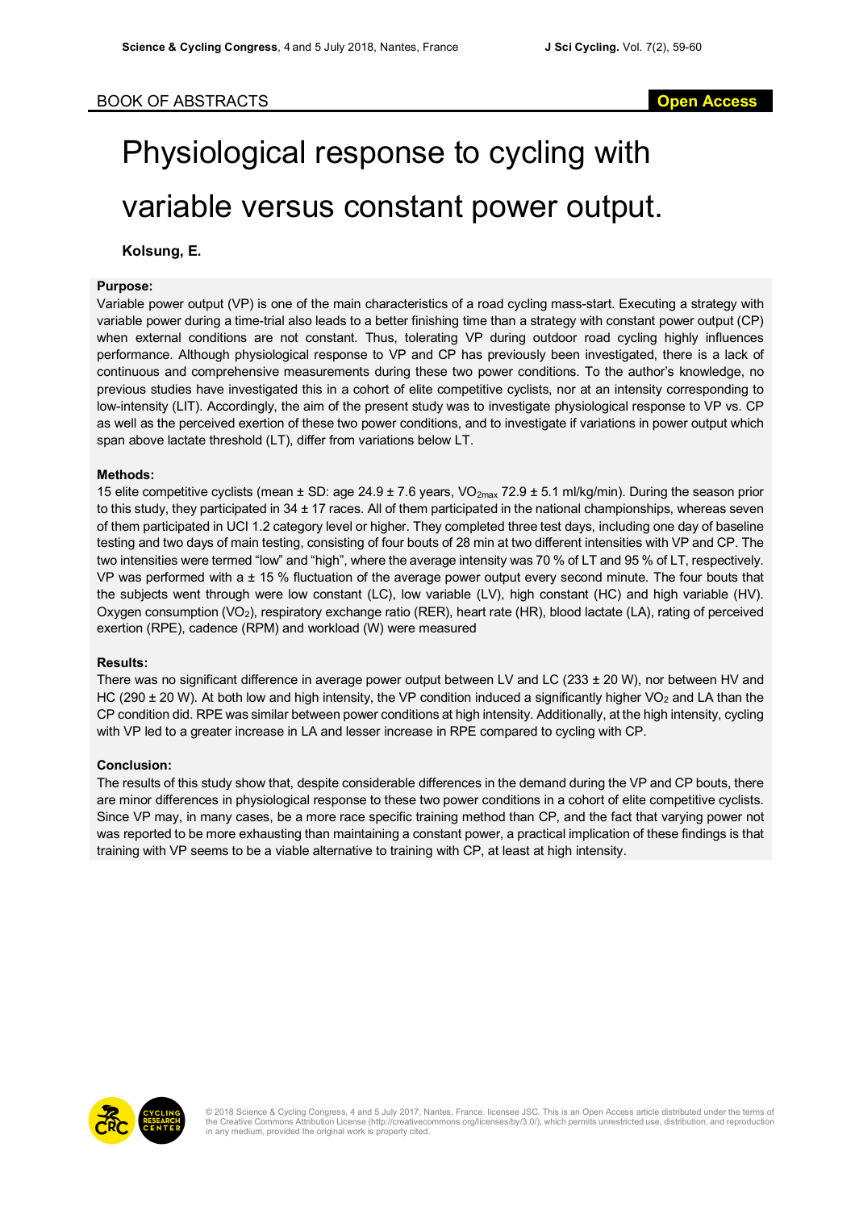BOOK OF ABSTRACTS

Open Access

# Physiological response to cycling with variable versus constant power output.

**Kolsung, E.**

### Purpose:

Variable power output (VP) is one of the main characteristics of a road cycling mass-start. Executing a strategy with variable power during a time-trial also leads to a better finishing time than a strategy with constant power output (CP) when external conditions are not constant. Thus, tolerating VP during outdoor road cycling highly influences performance. Although physiological response to VP and CP has previously been investigated, there is a lack of continuous and comprehensive measurements during these two power conditions. To the author's knowledge, no previous studies have investigated this in a cohort of elite competitive cyclists, nor at an intensity corresponding to low-intensity (LIT). Accordingly, the aim of the present study was to investigate physiological response to VP vs. CP as well as the perceived exertion of these two power conditions, and to investigate if variations in power output which span above lactate threshold (LT), differ from variations below LT.

### Methods:

15 elite competitive cyclists (mean ± SD: age 24.9 ± 7.6 years, $VO_{2max}$ 72.9 ± 5.1 ml/kg/min). During the season prior to this study, they participated in 34 ± 17 races. All of them participated in the national championships, whereas seven of them participated in UCI 1.2 category level or higher. They completed three test days, including one day of baseline testing and two days of main testing, consisting of four bouts of 28 min at two different intensities with VP and CP. The two intensities were termed "low" and "high", where the average intensity was 70 % of LT and 95 % of LT, respectively. VP was performed with a ± 15 % fluctuation of the average power output every second minute. The four bouts that the subjects went through were low constant (LC), low variable (LV), high constant (HC) and high variable (HV). Oxygen consumption ($VO_2$), respiratory exchange ratio (RER), heart rate (HR), blood lactate (LA), rating of perceived exertion (RPE), cadence (RPM) and workload (W) were measured

### Results:

There was no significant difference in average power output between LV and LC (233 ± 20 W), nor between HV and HC (290 ± 20 W). At both low and high intensity, the VP condition induced a significantly higher $VO_2$ and LA than the CP condition did. RPE was similar between power conditions at high intensity. Additionally, at the high intensity, cycling with VP led to a greater increase in LA and lesser increase in RPE compared to cycling with CP.

### Conclusion:

The results of this study show that, despite considerable differences in the demand during the VP and CP bouts, there are minor differences in physiological response to these two power conditions in a cohort of elite competitive cyclists. Since VP may, in many cases, be a more race specific training method than CP, and the fact that varying power not was reported to be more exhausting than maintaining a constant power, a practical implication of these findings is that training with VP seems to be a viable alternative to training with CP, at least at high intensity.

© 2018 Science & Cycling Congress, 4 and 5 July 2017, Nantes, France. licensee JSC. This is an Open Access article distributed under the terms of the Creative Commons Attribution License (http://creativecommons.org/licenses/by/3.0/), which permits unrestricted use, distribution, and reproduction in any medium, provided the original work is properly cited.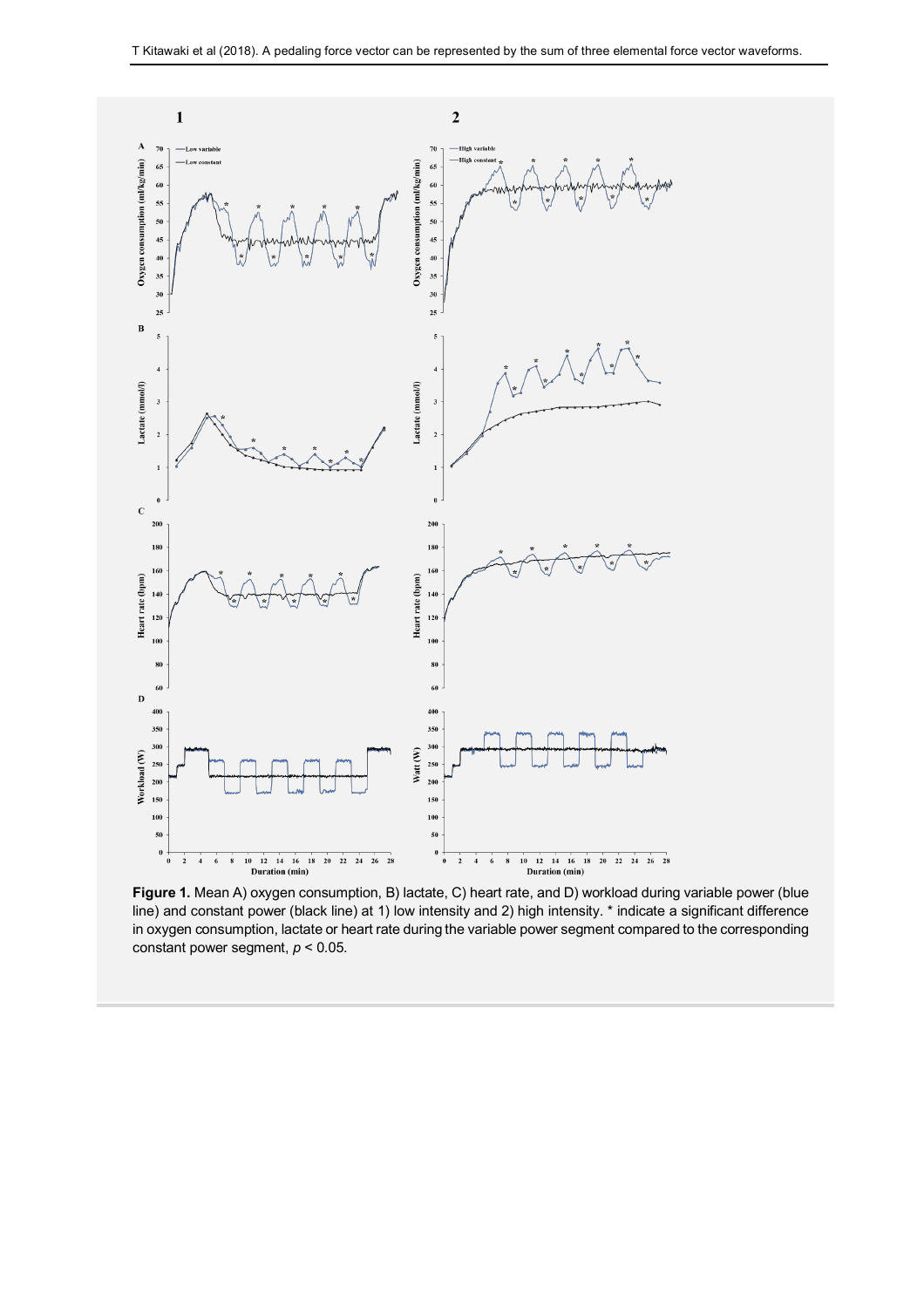1

2

A

70
65
60
55
50
45
40
35
30
25

Low variable
Low constant

Oxygen consumption (ml/kg/min)

High variable
High constant

B

5
4
3
2
1
0

Lactate (mmol/l)

C

200
180
160
140
120
100
80
60

Heart rate (bpm)

D

400
350
300
250
200
150
100
50
0

Workload (W)

Watt (W)

0 2 4 6 8 10 12 14 16 18 20 22 24 26 28

Duration (min)

**Figure 1.** Mean A) oxygen consumption, B) lactate, C) heart rate, and D) workload during variable power (blue line) and constant power (black line) at 1) low intensity and 2) high intensity. * indicate a significant difference in oxygen consumption, lactate or heart rate during the variable power segment compared to the corresponding constant power segment, $p < 0.05$.